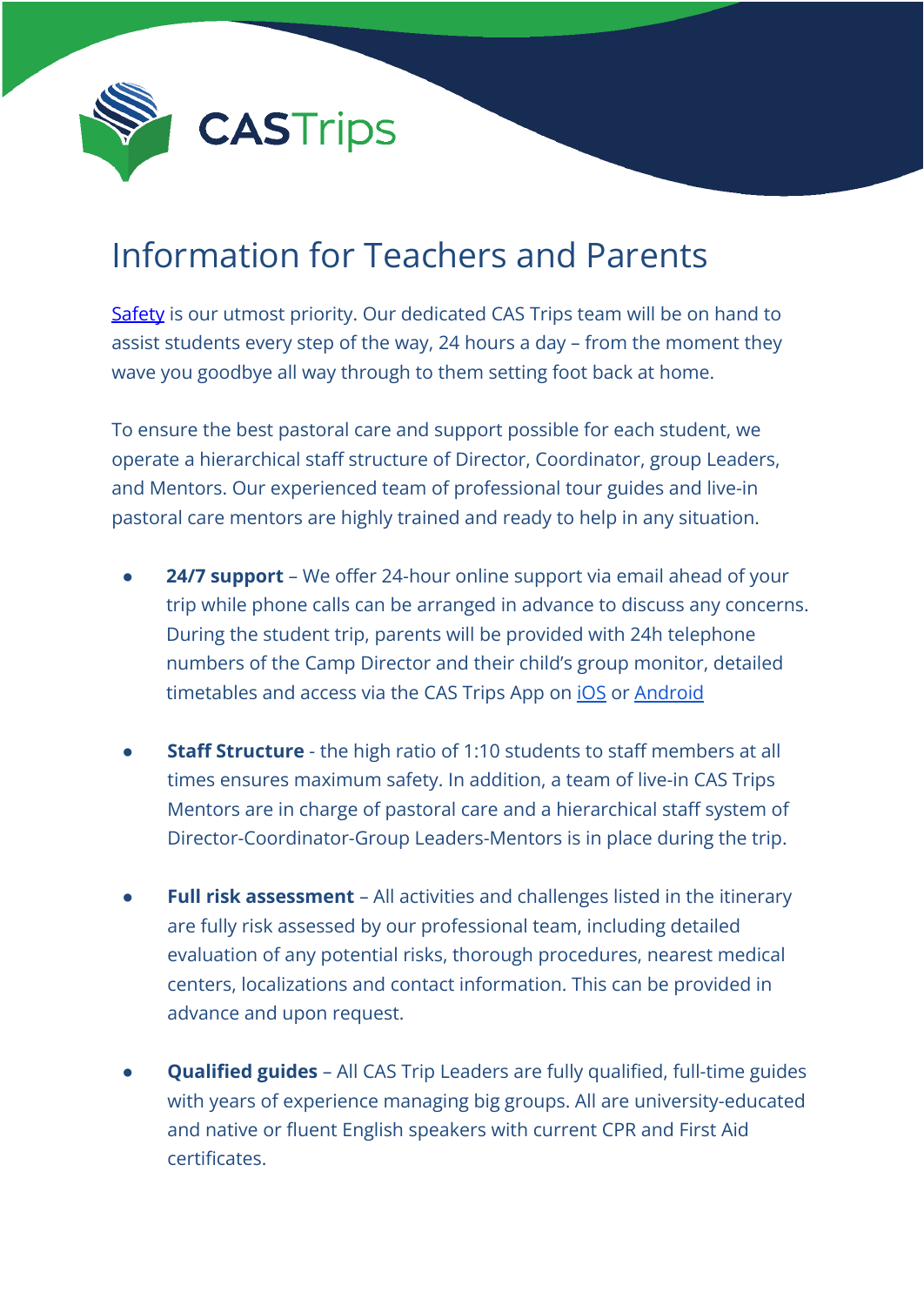CASTrips

# Information for Teachers and Parents

Safety is our utmost priority. Our dedicated CAS Trips team will be on hand to assist students every step of the way, 24 hours a day – from the moment they wave you goodbye all way through to them setting foot back at home.

To ensure the best pastoral care and support possible for each student, we operate a hierarchical staff structure of Director, Coordinator, group Leaders, and Mentors. Our experienced team of professional tour guides and live-in pastoral care mentors are highly trained and ready to help in any situation.

- **24/7 support** – We offer 24-hour online support via email ahead of your trip while phone calls can be arranged in advance to discuss any concerns. During the student trip, parents will be provided with 24h telephone numbers of the Camp Director and their child's group monitor, detailed timetables and access via the CAS Trips App on iOS or Android

- **Staff Structure** - the high ratio of 1:10 students to staff members at all times ensures maximum safety. In addition, a team of live-in CAS Trips Mentors are in charge of pastoral care and a hierarchical staff system of Director-Coordinator-Group Leaders-Mentors is in place during the trip.

- **Full risk assessment** – All activities and challenges listed in the itinerary are fully risk assessed by our professional team, including detailed evaluation of any potential risks, thorough procedures, nearest medical centers, localizations and contact information. This can be provided in advance and upon request.

- **Qualified guides** – All CAS Trip Leaders are fully qualified, full-time guides with years of experience managing big groups. All are university-educated and native or fluent English speakers with current CPR and First Aid certificates.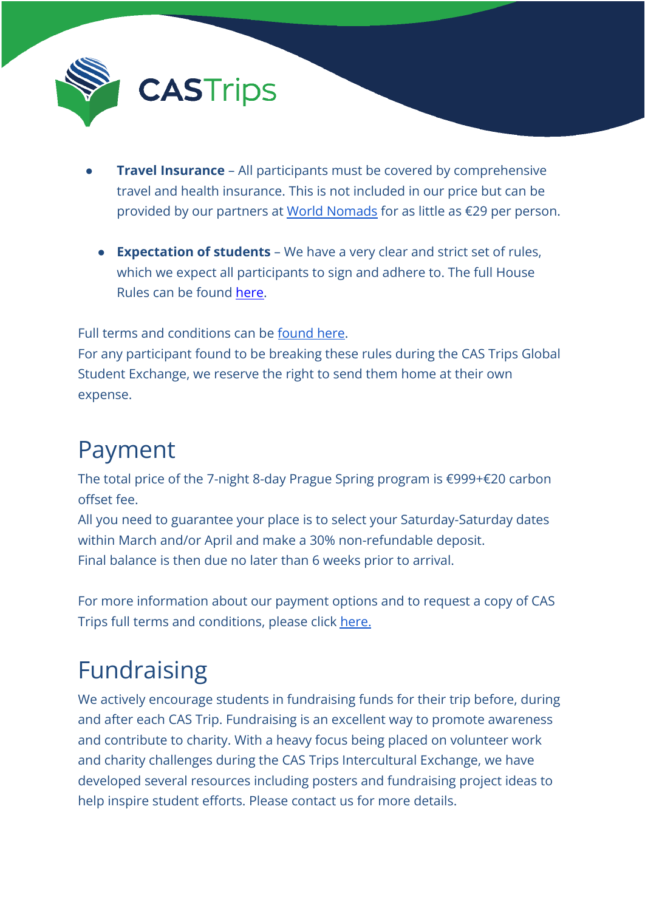- **Travel Insurance** – All participants must be covered by comprehensive travel and health insurance. This is not included in our price but can be provided by our partners at World Nomads for as little as €29 per person.

- **Expectation of students** – We have a very clear and strict set of rules, which we expect all participants to sign and adhere to. The full House Rules can be found here.

Full terms and conditions can be found here.
For any participant found to be breaking these rules during the CAS Trips Global Student Exchange, we reserve the right to send them home at their own expense.

# Payment

The total price of the 7-night 8-day Prague Spring program is €999+€20 carbon offset fee.
All you need to guarantee your place is to select your Saturday-Saturday dates within March and/or April and make a 30% non-refundable deposit.
Final balance is then due no later than 6 weeks prior to arrival.

For more information about our payment options and to request a copy of CAS Trips full terms and conditions, please click here.

# Fundraising

We actively encourage students in fundraising funds for their trip before, during and after each CAS Trip. Fundraising is an excellent way to promote awareness and contribute to charity. With a heavy focus being placed on volunteer work and charity challenges during the CAS Trips Intercultural Exchange, we have developed several resources including posters and fundraising project ideas to help inspire student efforts. Please contact us for more details.